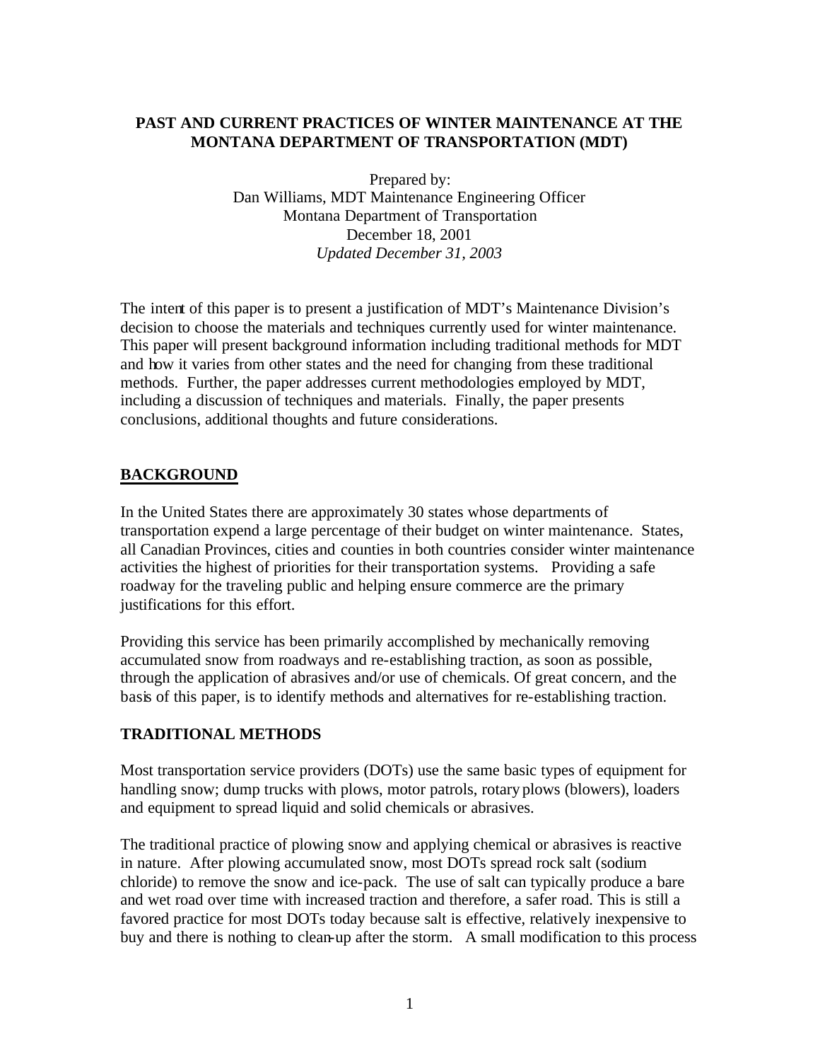# PAST AND CURRENT PRACTICES OF WINTER MAINTENANCE AT THE MONTANA DEPARTMENT OF TRANSPORTATION (MDT)

Prepared by:
Dan Williams, MDT Maintenance Engineering Officer
Montana Department of Transportation
December 18, 2001
*Updated December 31, 2003*

The intent of this paper is to present a justification of MDT's Maintenance Division's decision to choose the materials and techniques currently used for winter maintenance. This paper will present background information including traditional methods for MDT and how it varies from other states and the need for changing from these traditional methods. Further, the paper addresses current methodologies employed by MDT, including a discussion of techniques and materials. Finally, the paper presents conclusions, additional thoughts and future considerations.

## BACKGROUND

In the United States there are approximately 30 states whose departments of transportation expend a large percentage of their budget on winter maintenance. States, all Canadian Provinces, cities and counties in both countries consider winter maintenance activities the highest of priorities for their transportation systems. Providing a safe roadway for the traveling public and helping ensure commerce are the primary justifications for this effort.

Providing this service has been primarily accomplished by mechanically removing accumulated snow from roadways and re-establishing traction, as soon as possible, through the application of abrasives and/or use of chemicals. Of great concern, and the basis of this paper, is to identify methods and alternatives for re-establishing traction.

## TRADITIONAL METHODS

Most transportation service providers (DOTs) use the same basic types of equipment for handling snow; dump trucks with plows, motor patrols, rotary plows (blowers), loaders and equipment to spread liquid and solid chemicals or abrasives.

The traditional practice of plowing snow and applying chemical or abrasives is reactive in nature. After plowing accumulated snow, most DOTs spread rock salt (sodium chloride) to remove the snow and ice-pack. The use of salt can typically produce a bare and wet road over time with increased traction and therefore, a safer road. This is still a favored practice for most DOTs today because salt is effective, relatively inexpensive to buy and there is nothing to clean-up after the storm. A small modification to this process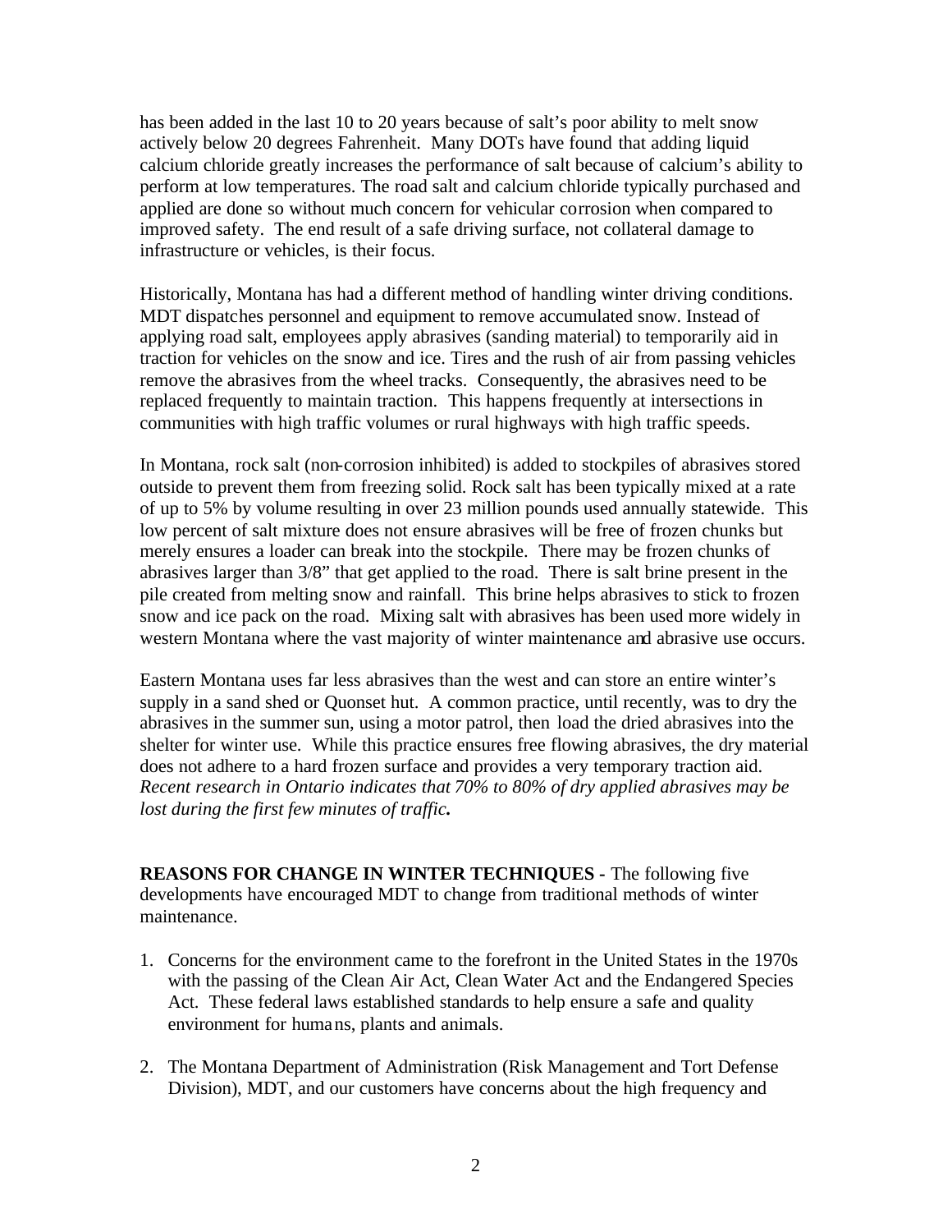has been added in the last 10 to 20 years because of salt's poor ability to melt snow actively below 20 degrees Fahrenheit. Many DOTs have found that adding liquid calcium chloride greatly increases the performance of salt because of calcium's ability to perform at low temperatures. The road salt and calcium chloride typically purchased and applied are done so without much concern for vehicular corrosion when compared to improved safety. The end result of a safe driving surface, not collateral damage to infrastructure or vehicles, is their focus.

Historically, Montana has had a different method of handling winter driving conditions. MDT dispatches personnel and equipment to remove accumulated snow. Instead of applying road salt, employees apply abrasives (sanding material) to temporarily aid in traction for vehicles on the snow and ice. Tires and the rush of air from passing vehicles remove the abrasives from the wheel tracks. Consequently, the abrasives need to be replaced frequently to maintain traction. This happens frequently at intersections in communities with high traffic volumes or rural highways with high traffic speeds.

In Montana, rock salt (non-corrosion inhibited) is added to stockpiles of abrasives stored outside to prevent them from freezing solid. Rock salt has been typically mixed at a rate of up to 5% by volume resulting in over 23 million pounds used annually statewide. This low percent of salt mixture does not ensure abrasives will be free of frozen chunks but merely ensures a loader can break into the stockpile. There may be frozen chunks of abrasives larger than 3/8" that get applied to the road. There is salt brine present in the pile created from melting snow and rainfall. This brine helps abrasives to stick to frozen snow and ice pack on the road. Mixing salt with abrasives has been used more widely in western Montana where the vast majority of winter maintenance and abrasive use occurs.

Eastern Montana uses far less abrasives than the west and can store an entire winter's supply in a sand shed or Quonset hut. A common practice, until recently, was to dry the abrasives in the summer sun, using a motor patrol, then load the dried abrasives into the shelter for winter use. While this practice ensures free flowing abrasives, the dry material does not adhere to a hard frozen surface and provides a very temporary traction aid. *Recent research in Ontario indicates that 70% to 80% of dry applied abrasives may be lost during the first few minutes of traffic.*

**REASONS FOR CHANGE IN WINTER TECHNIQUES -** The following five developments have encouraged MDT to change from traditional methods of winter maintenance.

1. Concerns for the environment came to the forefront in the United States in the 1970s with the passing of the Clean Air Act, Clean Water Act and the Endangered Species Act. These federal laws established standards to help ensure a safe and quality environment for humans, plants and animals.

2. The Montana Department of Administration (Risk Management and Tort Defense Division), MDT, and our customers have concerns about the high frequency and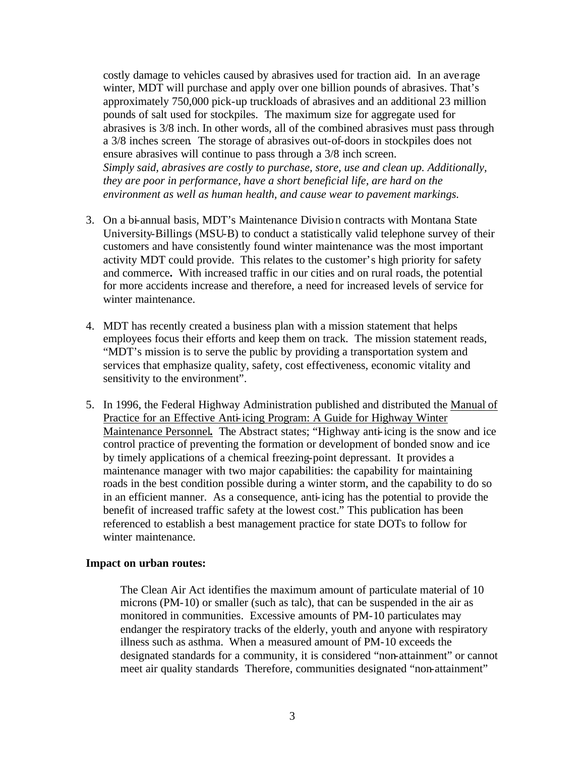costly damage to vehicles caused by abrasives used for traction aid. In an average winter, MDT will purchase and apply over one billion pounds of abrasives. That's approximately 750,000 pick-up truckloads of abrasives and an additional 23 million pounds of salt used for stockpiles. The maximum size for aggregate used for abrasives is 3/8 inch. In other words, all of the combined abrasives must pass through a 3/8 inches screen. The storage of abrasives out-of-doors in stockpiles does not ensure abrasives will continue to pass through a 3/8 inch screen.
*Simply said, abrasives are costly to purchase, store, use and clean up. Additionally, they are poor in performance, have a short beneficial life, are hard on the environment as well as human health, and cause wear to pavement markings.*

3. On a bi-annual basis, MDT's Maintenance Division contracts with Montana State University-Billings (MSU-B) to conduct a statistically valid telephone survey of their customers and have consistently found winter maintenance was the most important activity MDT could provide. This relates to the customer's high priority for safety and commerce**.** With increased traffic in our cities and on rural roads, the potential for more accidents increase and therefore, a need for increased levels of service for winter maintenance.

4. MDT has recently created a business plan with a mission statement that helps employees focus their efforts and keep them on track. The mission statement reads, "MDT's mission is to serve the public by providing a transportation system and services that emphasize quality, safety, cost effectiveness, economic vitality and sensitivity to the environment".

5. In 1996, the Federal Highway Administration published and distributed the Manual of Practice for an Effective Anti-icing Program: A Guide for Highway Winter Maintenance Personnel**.** The Abstract states; "Highway anti-icing is the snow and ice control practice of preventing the formation or development of bonded snow and ice by timely applications of a chemical freezing-point depressant. It provides a maintenance manager with two major capabilities: the capability for maintaining roads in the best condition possible during a winter storm, and the capability to do so in an efficient manner. As a consequence, anti-icing has the potential to provide the benefit of increased traffic safety at the lowest cost." This publication has been referenced to establish a best management practice for state DOTs to follow for winter maintenance.

**Impact on urban routes:**

The Clean Air Act identifies the maximum amount of particulate material of 10 microns (PM-10) or smaller (such as talc), that can be suspended in the air as monitored in communities. Excessive amounts of PM-10 particulates may endanger the respiratory tracks of the elderly, youth and anyone with respiratory illness such as asthma. When a measured amount of PM-10 exceeds the designated standards for a community, it is considered "non-attainment" or cannot meet air quality standards Therefore, communities designated "non-attainment"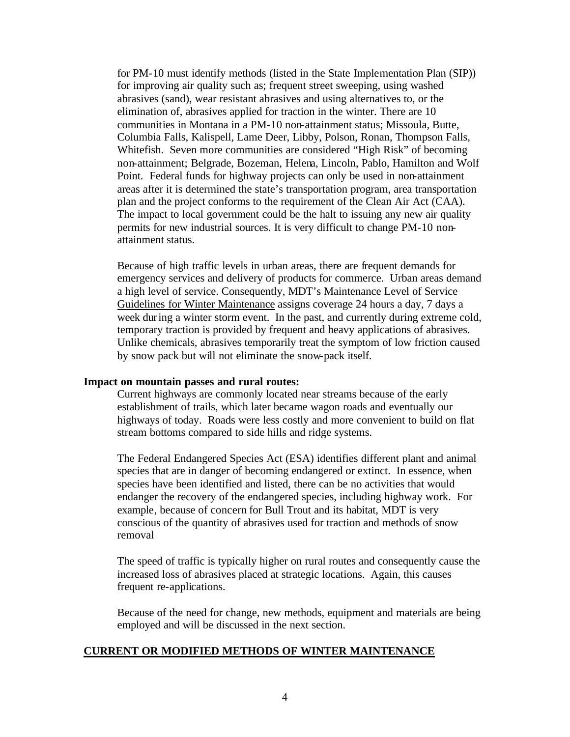for PM-10 must identify methods (listed in the State Implementation Plan (SIP)) for improving air quality such as; frequent street sweeping, using washed abrasives (sand), wear resistant abrasives and using alternatives to, or the elimination of, abrasives applied for traction in the winter. There are 10 communities in Montana in a PM-10 non-attainment status; Missoula, Butte, Columbia Falls, Kalispell, Lame Deer, Libby, Polson, Ronan, Thompson Falls, Whitefish. Seven more communities are considered "High Risk" of becoming non-attainment; Belgrade, Bozeman, Helena, Lincoln, Pablo, Hamilton and Wolf Point. Federal funds for highway projects can only be used in non-attainment areas after it is determined the state's transportation program, area transportation plan and the project conforms to the requirement of the Clean Air Act (CAA). The impact to local government could be the halt to issuing any new air quality permits for new industrial sources. It is very difficult to change PM-10 non-attainment status.

Because of high traffic levels in urban areas, there are frequent demands for emergency services and delivery of products for commerce. Urban areas demand a high level of service. Consequently, MDT's Maintenance Level of Service Guidelines for Winter Maintenance assigns coverage 24 hours a day, 7 days a week during a winter storm event. In the past, and currently during extreme cold, temporary traction is provided by frequent and heavy applications of abrasives. Unlike chemicals, abrasives temporarily treat the symptom of low friction caused by snow pack but will not eliminate the snow-pack itself.

**Impact on mountain passes and rural routes:**

Current highways are commonly located near streams because of the early establishment of trails, which later became wagon roads and eventually our highways of today. Roads were less costly and more convenient to build on flat stream bottoms compared to side hills and ridge systems.

The Federal Endangered Species Act (ESA) identifies different plant and animal species that are in danger of becoming endangered or extinct. In essence, when species have been identified and listed, there can be no activities that would endanger the recovery of the endangered species, including highway work. For example, because of concern for Bull Trout and its habitat, MDT is very conscious of the quantity of abrasives used for traction and methods of snow removal

The speed of traffic is typically higher on rural routes and consequently cause the increased loss of abrasives placed at strategic locations. Again, this causes frequent re-applications.

Because of the need for change, new methods, equipment and materials are being employed and will be discussed in the next section.

## CURRENT OR MODIFIED METHODS OF WINTER MAINTENANCE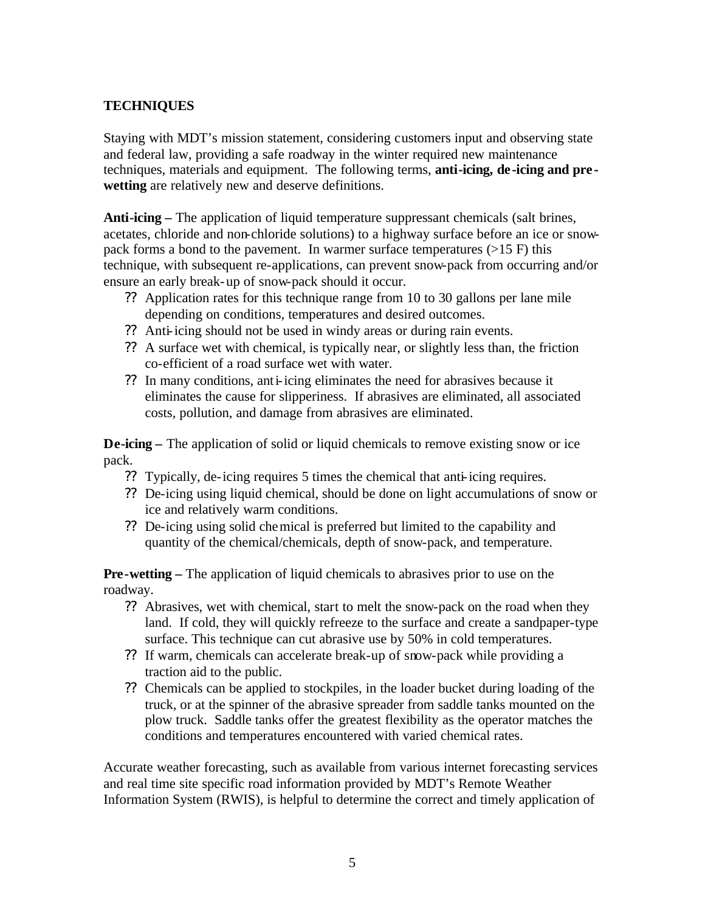## TECHNIQUES

Staying with MDT's mission statement, considering customers input and observing state and federal law, providing a safe roadway in the winter required new maintenance techniques, materials and equipment. The following terms, **anti-icing, de-icing and pre-wetting** are relatively new and deserve definitions.

**Anti-icing –** The application of liquid temperature suppressant chemicals (salt brines, acetates, chloride and non-chloride solutions) to a highway surface before an ice or snow-pack forms a bond to the pavement. In warmer surface temperatures (>15 F) this technique, with subsequent re-applications, can prevent snow-pack from occurring and/or ensure an early break-up of snow-pack should it occur.

- Application rates for this technique range from 10 to 30 gallons per lane mile depending on conditions, temperatures and desired outcomes.
- Anti-icing should not be used in windy areas or during rain events.
- A surface wet with chemical, is typically near, or slightly less than, the friction co-efficient of a road surface wet with water.
- In many conditions, anti-icing eliminates the need for abrasives because it eliminates the cause for slipperiness. If abrasives are eliminated, all associated costs, pollution, and damage from abrasives are eliminated.

**De-icing –** The application of solid or liquid chemicals to remove existing snow or ice pack.

- Typically, de-icing requires 5 times the chemical that anti-icing requires.
- De-icing using liquid chemical, should be done on light accumulations of snow or ice and relatively warm conditions.
- De-icing using solid chemical is preferred but limited to the capability and quantity of the chemical/chemicals, depth of snow-pack, and temperature.

**Pre-wetting –** The application of liquid chemicals to abrasives prior to use on the roadway.

- Abrasives, wet with chemical, start to melt the snow-pack on the road when they land. If cold, they will quickly refreeze to the surface and create a sandpaper-type surface. This technique can cut abrasive use by 50% in cold temperatures.
- If warm, chemicals can accelerate break-up of snow-pack while providing a traction aid to the public.
- Chemicals can be applied to stockpiles, in the loader bucket during loading of the truck, or at the spinner of the abrasive spreader from saddle tanks mounted on the plow truck. Saddle tanks offer the greatest flexibility as the operator matches the conditions and temperatures encountered with varied chemical rates.

Accurate weather forecasting, such as available from various internet forecasting services and real time site specific road information provided by MDT's Remote Weather Information System (RWIS), is helpful to determine the correct and timely application of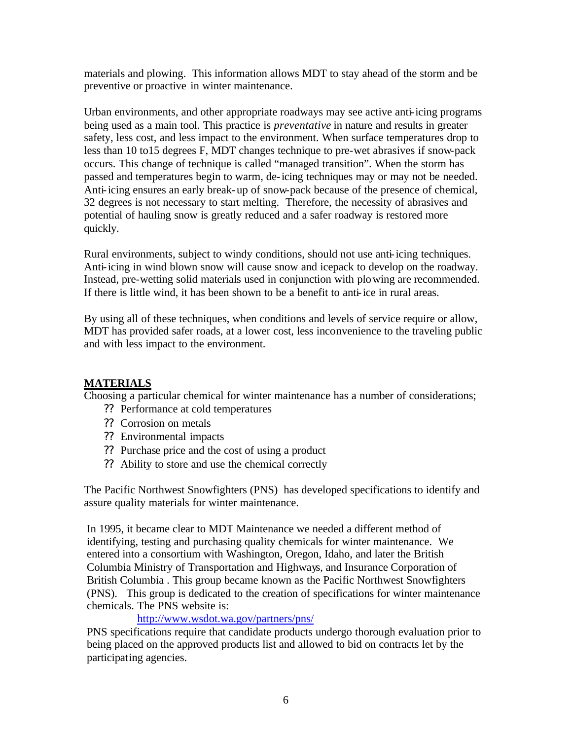materials and plowing. This information allows MDT to stay ahead of the storm and be preventive or proactive in winter maintenance.

Urban environments, and other appropriate roadways may see active anti-icing programs being used as a main tool. This practice is *preventative* in nature and results in greater safety, less cost, and less impact to the environment. When surface temperatures drop to less than 10 to15 degrees F, MDT changes technique to pre-wet abrasives if snow-pack occurs. This change of technique is called "managed transition". When the storm has passed and temperatures begin to warm, de-icing techniques may or may not be needed. Anti-icing ensures an early break-up of snow-pack because of the presence of chemical, 32 degrees is not necessary to start melting. Therefore, the necessity of abrasives and potential of hauling snow is greatly reduced and a safer roadway is restored more quickly.

Rural environments, subject to windy conditions, should not use anti-icing techniques. Anti-icing in wind blown snow will cause snow and icepack to develop on the roadway. Instead, pre-wetting solid materials used in conjunction with plowing are recommended. If there is little wind, it has been shown to be a benefit to anti-ice in rural areas.

By using all of these techniques, when conditions and levels of service require or allow, MDT has provided safer roads, at a lower cost, less inconvenience to the traveling public and with less impact to the environment.

## MATERIALS

Choosing a particular chemical for winter maintenance has a number of considerations;

- Performance at cold temperatures
- Corrosion on metals
- Environmental impacts
- Purchase price and the cost of using a product
- Ability to store and use the chemical correctly

The Pacific Northwest Snowfighters (PNS) has developed specifications to identify and assure quality materials for winter maintenance.

In 1995, it became clear to MDT Maintenance we needed a different method of identifying, testing and purchasing quality chemicals for winter maintenance. We entered into a consortium with Washington, Oregon, Idaho, and later the British Columbia Ministry of Transportation and Highways, and Insurance Corporation of British Columbia . This group became known as the Pacific Northwest Snowfighters (PNS). This group is dedicated to the creation of specifications for winter maintenance chemicals. The PNS website is:

http://www.wsdot.wa.gov/partners/pns/

PNS specifications require that candidate products undergo thorough evaluation prior to being placed on the approved products list and allowed to bid on contracts let by the participating agencies.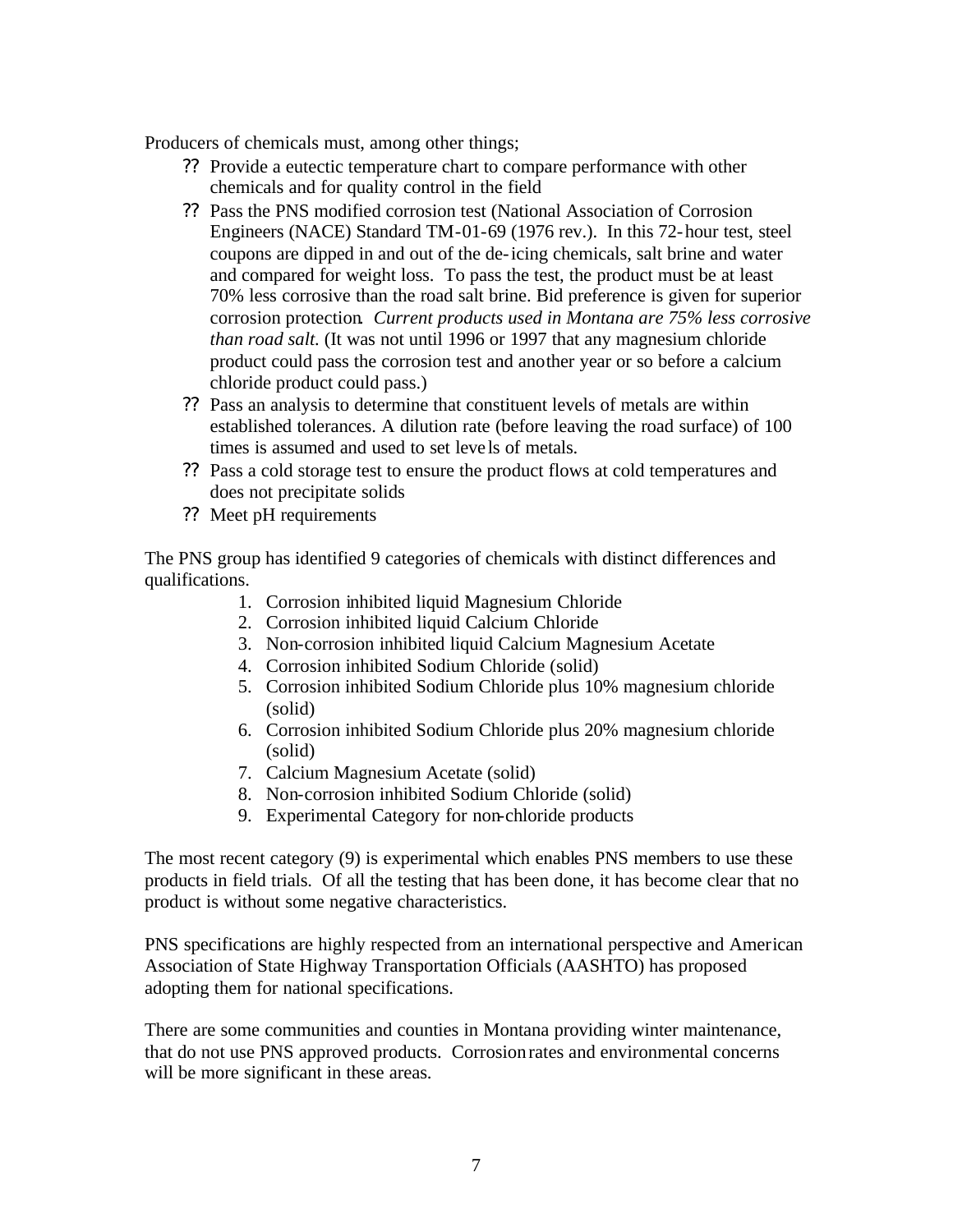Producers of chemicals must, among other things;

- Provide a eutectic temperature chart to compare performance with other chemicals and for quality control in the field
- Pass the PNS modified corrosion test (National Association of Corrosion Engineers (NACE) Standard TM-01-69 (1976 rev.). In this 72-hour test, steel coupons are dipped in and out of the de-icing chemicals, salt brine and water and compared for weight loss. To pass the test, the product must be at least 70% less corrosive than the road salt brine. Bid preference is given for superior corrosion protection. *Current products used in Montana are 75% less corrosive than road salt.* (It was not until 1996 or 1997 that any magnesium chloride product could pass the corrosion test and another year or so before a calcium chloride product could pass.)
- Pass an analysis to determine that constituent levels of metals are within established tolerances. A dilution rate (before leaving the road surface) of 100 times is assumed and used to set levels of metals.
- Pass a cold storage test to ensure the product flows at cold temperatures and does not precipitate solids
- Meet pH requirements

The PNS group has identified 9 categories of chemicals with distinct differences and qualifications.

1. Corrosion inhibited liquid Magnesium Chloride
2. Corrosion inhibited liquid Calcium Chloride
3. Non-corrosion inhibited liquid Calcium Magnesium Acetate
4. Corrosion inhibited Sodium Chloride (solid)
5. Corrosion inhibited Sodium Chloride plus 10% magnesium chloride (solid)
6. Corrosion inhibited Sodium Chloride plus 20% magnesium chloride (solid)
7. Calcium Magnesium Acetate (solid)
8. Non-corrosion inhibited Sodium Chloride (solid)
9. Experimental Category for non-chloride products

The most recent category (9) is experimental which enables PNS members to use these products in field trials. Of all the testing that has been done, it has become clear that no product is without some negative characteristics.

PNS specifications are highly respected from an international perspective and American Association of State Highway Transportation Officials (AASHTO) has proposed adopting them for national specifications.

There are some communities and counties in Montana providing winter maintenance, that do not use PNS approved products. Corrosion rates and environmental concerns will be more significant in these areas.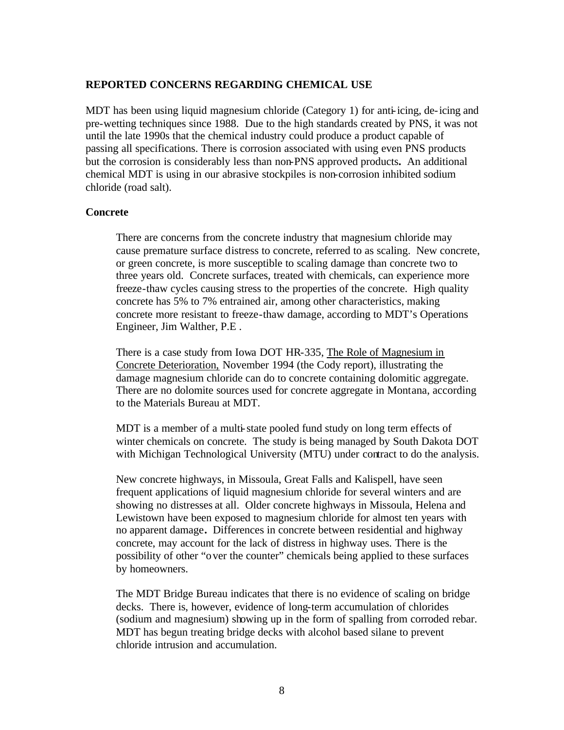## REPORTED CONCERNS REGARDING CHEMICAL USE

MDT has been using liquid magnesium chloride (Category 1) for anti-icing, de-icing and pre-wetting techniques since 1988. Due to the high standards created by PNS, it was not until the late 1990s that the chemical industry could produce a product capable of passing all specifications. There is corrosion associated with using even PNS products but the corrosion is considerably less than non-PNS approved products. An additional chemical MDT is using in our abrasive stockpiles is non-corrosion inhibited sodium chloride (road salt).

### Concrete

There are concerns from the concrete industry that magnesium chloride may cause premature surface distress to concrete, referred to as scaling. New concrete, or green concrete, is more susceptible to scaling damage than concrete two to three years old. Concrete surfaces, treated with chemicals, can experience more freeze-thaw cycles causing stress to the properties of the concrete. High quality concrete has 5% to 7% entrained air, among other characteristics, making concrete more resistant to freeze-thaw damage, according to MDT's Operations Engineer, Jim Walther, P.E .

There is a case study from Iowa DOT HR-335, The Role of Magnesium in Concrete Deterioration, November 1994 (the Cody report), illustrating the damage magnesium chloride can do to concrete containing dolomitic aggregate. There are no dolomite sources used for concrete aggregate in Montana, according to the Materials Bureau at MDT.

MDT is a member of a multi-state pooled fund study on long term effects of winter chemicals on concrete. The study is being managed by South Dakota DOT with Michigan Technological University (MTU) under contract to do the analysis.

New concrete highways, in Missoula, Great Falls and Kalispell, have seen frequent applications of liquid magnesium chloride for several winters and are showing no distresses at all. Older concrete highways in Missoula, Helena and Lewistown have been exposed to magnesium chloride for almost ten years with no apparent damage. Differences in concrete between residential and highway concrete, may account for the lack of distress in highway uses. There is the possibility of other "over the counter" chemicals being applied to these surfaces by homeowners.

The MDT Bridge Bureau indicates that there is no evidence of scaling on bridge decks. There is, however, evidence of long-term accumulation of chlorides (sodium and magnesium) showing up in the form of spalling from corroded rebar. MDT has begun treating bridge decks with alcohol based silane to prevent chloride intrusion and accumulation.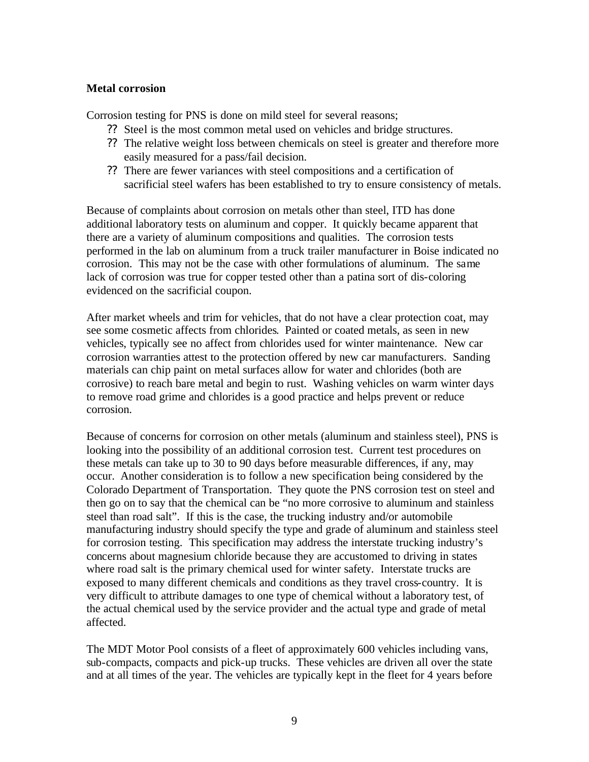**Metal corrosion**

Corrosion testing for PNS is done on mild steel for several reasons;

- Steel is the most common metal used on vehicles and bridge structures.
- The relative weight loss between chemicals on steel is greater and therefore more easily measured for a pass/fail decision.
- There are fewer variances with steel compositions and a certification of sacrificial steel wafers has been established to try to ensure consistency of metals.

Because of complaints about corrosion on metals other than steel, ITD has done additional laboratory tests on aluminum and copper. It quickly became apparent that there are a variety of aluminum compositions and qualities. The corrosion tests performed in the lab on aluminum from a truck trailer manufacturer in Boise indicated no corrosion. This may not be the case with other formulations of aluminum. The same lack of corrosion was true for copper tested other than a patina sort of dis-coloring evidenced on the sacrificial coupon.

After market wheels and trim for vehicles, that do not have a clear protection coat, may see some cosmetic affects from chlorides. Painted or coated metals, as seen in new vehicles, typically see no affect from chlorides used for winter maintenance. New car corrosion warranties attest to the protection offered by new car manufacturers. Sanding materials can chip paint on metal surfaces allow for water and chlorides (both are corrosive) to reach bare metal and begin to rust. Washing vehicles on warm winter days to remove road grime and chlorides is a good practice and helps prevent or reduce corrosion.

Because of concerns for corrosion on other metals (aluminum and stainless steel), PNS is looking into the possibility of an additional corrosion test. Current test procedures on these metals can take up to 30 to 90 days before measurable differences, if any, may occur. Another consideration is to follow a new specification being considered by the Colorado Department of Transportation. They quote the PNS corrosion test on steel and then go on to say that the chemical can be "no more corrosive to aluminum and stainless steel than road salt". If this is the case, the trucking industry and/or automobile manufacturing industry should specify the type and grade of aluminum and stainless steel for corrosion testing. This specification may address the interstate trucking industry's concerns about magnesium chloride because they are accustomed to driving in states where road salt is the primary chemical used for winter safety. Interstate trucks are exposed to many different chemicals and conditions as they travel cross-country. It is very difficult to attribute damages to one type of chemical without a laboratory test, of the actual chemical used by the service provider and the actual type and grade of metal affected.

The MDT Motor Pool consists of a fleet of approximately 600 vehicles including vans, sub-compacts, compacts and pick-up trucks. These vehicles are driven all over the state and at all times of the year. The vehicles are typically kept in the fleet for 4 years before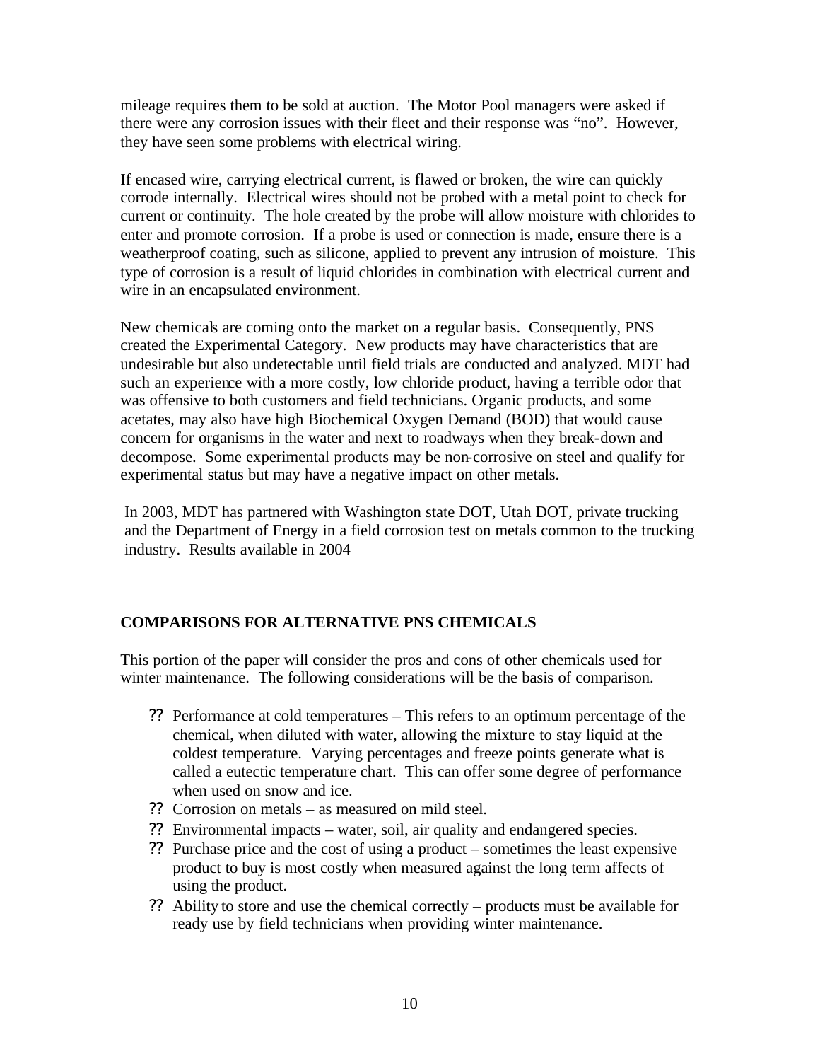mileage requires them to be sold at auction. The Motor Pool managers were asked if there were any corrosion issues with their fleet and their response was "no". However, they have seen some problems with electrical wiring.

If encased wire, carrying electrical current, is flawed or broken, the wire can quickly corrode internally. Electrical wires should not be probed with a metal point to check for current or continuity. The hole created by the probe will allow moisture with chlorides to enter and promote corrosion. If a probe is used or connection is made, ensure there is a weatherproof coating, such as silicone, applied to prevent any intrusion of moisture. This type of corrosion is a result of liquid chlorides in combination with electrical current and wire in an encapsulated environment.

New chemicals are coming onto the market on a regular basis. Consequently, PNS created the Experimental Category. New products may have characteristics that are undesirable but also undetectable until field trials are conducted and analyzed. MDT had such an experience with a more costly, low chloride product, having a terrible odor that was offensive to both customers and field technicians. Organic products, and some acetates, may also have high Biochemical Oxygen Demand (BOD) that would cause concern for organisms in the water and next to roadways when they break-down and decompose. Some experimental products may be non-corrosive on steel and qualify for experimental status but may have a negative impact on other metals.

In 2003, MDT has partnered with Washington state DOT, Utah DOT, private trucking and the Department of Energy in a field corrosion test on metals common to the trucking industry. Results available in 2004

## COMPARISONS FOR ALTERNATIVE PNS CHEMICALS

This portion of the paper will consider the pros and cons of other chemicals used for winter maintenance. The following considerations will be the basis of comparison.

- Performance at cold temperatures – This refers to an optimum percentage of the chemical, when diluted with water, allowing the mixture to stay liquid at the coldest temperature. Varying percentages and freeze points generate what is called a eutectic temperature chart. This can offer some degree of performance when used on snow and ice.
- Corrosion on metals – as measured on mild steel.
- Environmental impacts – water, soil, air quality and endangered species.
- Purchase price and the cost of using a product – sometimes the least expensive product to buy is most costly when measured against the long term affects of using the product.
- Ability to store and use the chemical correctly – products must be available for ready use by field technicians when providing winter maintenance.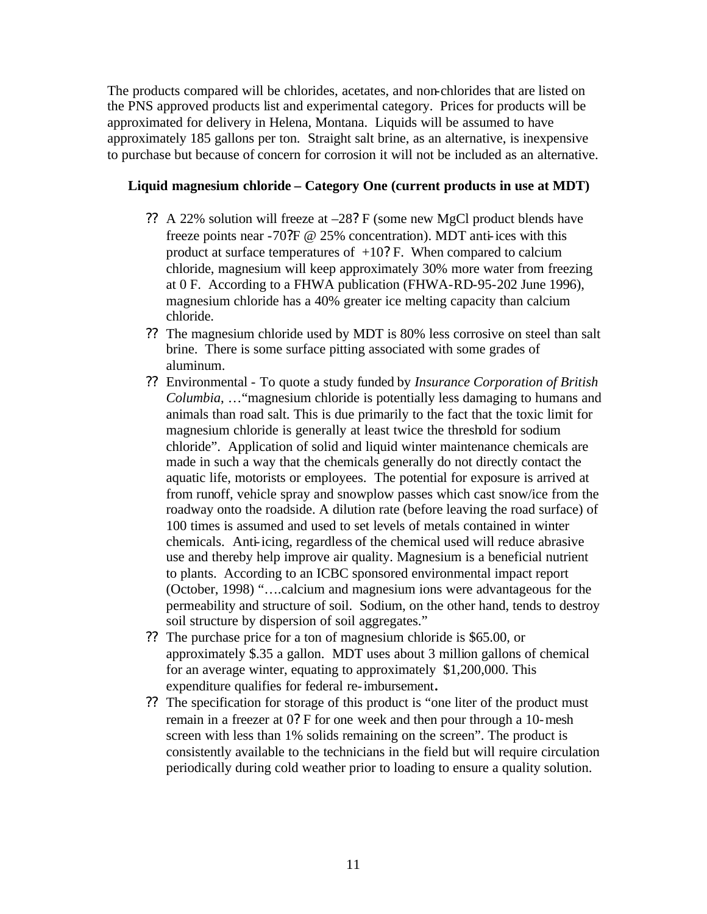The products compared will be chlorides, acetates, and non-chlorides that are listed on the PNS approved products list and experimental category. Prices for products will be approximated for delivery in Helena, Montana. Liquids will be assumed to have approximately 185 gallons per ton. Straight salt brine, as an alternative, is inexpensive to purchase but because of concern for corrosion it will not be included as an alternative.

**Liquid magnesium chloride – Category One (current products in use at MDT)**

- A 22% solution will freeze at –28° F (some new MgCl product blends have freeze points near -70°F @ 25% concentration). MDT anti-ices with this product at surface temperatures of +10° F. When compared to calcium chloride, magnesium will keep approximately 30% more water from freezing at 0 F. According to a FHWA publication (FHWA-RD-95-202 June 1996), magnesium chloride has a 40% greater ice melting capacity than calcium chloride.
- The magnesium chloride used by MDT is 80% less corrosive on steel than salt brine. There is some surface pitting associated with some grades of aluminum.
- Environmental - To quote a study funded by *Insurance Corporation of British Columbia*, …"magnesium chloride is potentially less damaging to humans and animals than road salt. This is due primarily to the fact that the toxic limit for magnesium chloride is generally at least twice the threshold for sodium chloride". Application of solid and liquid winter maintenance chemicals are made in such a way that the chemicals generally do not directly contact the aquatic life, motorists or employees. The potential for exposure is arrived at from runoff, vehicle spray and snowplow passes which cast snow/ice from the roadway onto the roadside. A dilution rate (before leaving the road surface) of 100 times is assumed and used to set levels of metals contained in winter chemicals. Anti-icing, regardless of the chemical used will reduce abrasive use and thereby help improve air quality. Magnesium is a beneficial nutrient to plants. According to an ICBC sponsored environmental impact report (October, 1998) "….calcium and magnesium ions were advantageous for the permeability and structure of soil. Sodium, on the other hand, tends to destroy soil structure by dispersion of soil aggregates."
- The purchase price for a ton of magnesium chloride is $65.00, or approximately $.35 a gallon. MDT uses about 3 million gallons of chemical for an average winter, equating to approximately $1,200,000. This expenditure qualifies for federal re-imbursement**.**
- The specification for storage of this product is "one liter of the product must remain in a freezer at 0° F for one week and then pour through a 10-mesh screen with less than 1% solids remaining on the screen". The product is consistently available to the technicians in the field but will require circulation periodically during cold weather prior to loading to ensure a quality solution.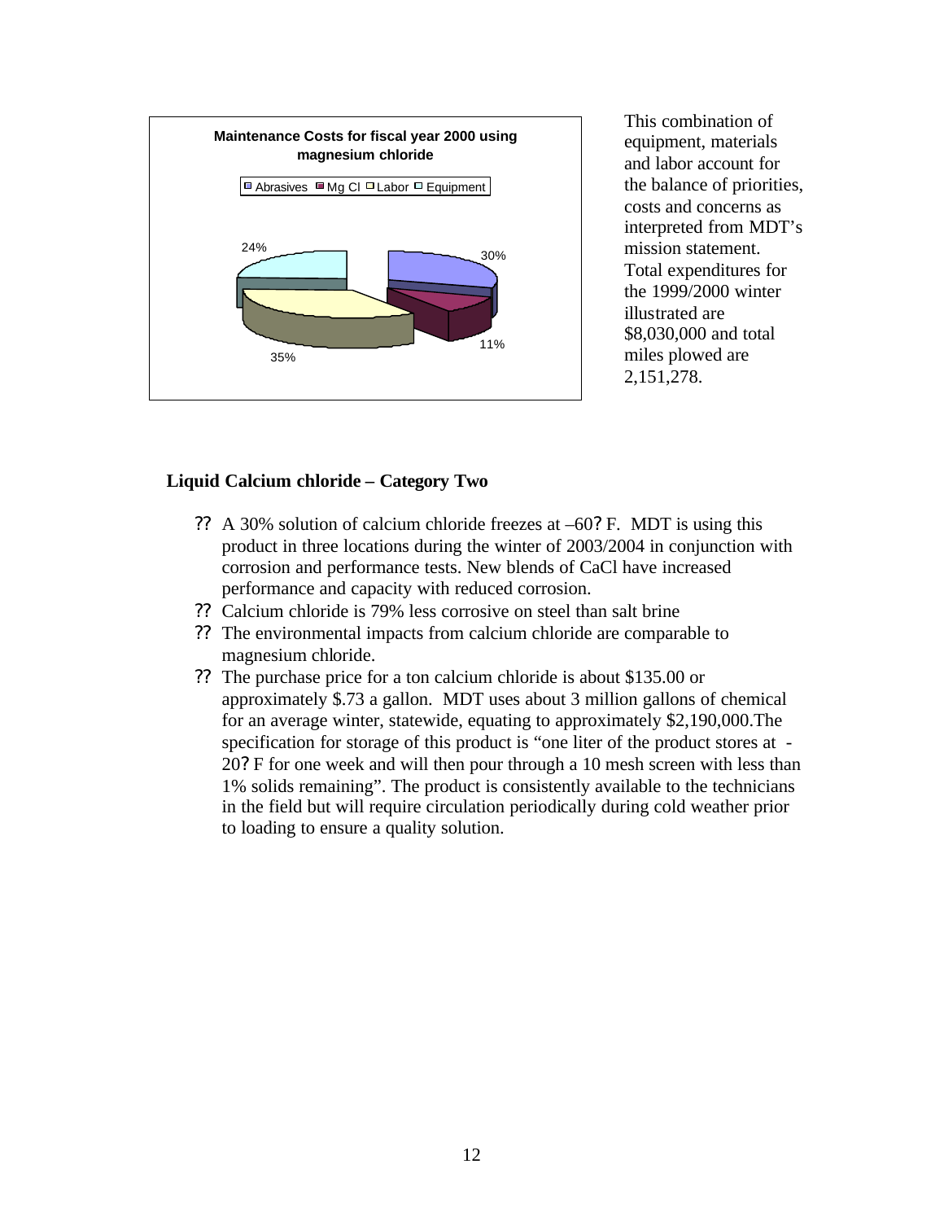**Maintenance Costs for fiscal year 2000 using magnesium chloride**

Abrasives | Mg Cl | Labor | Equipment

24% | 30% | 11% | 35%

This combination of equipment, materials and labor account for the balance of priorities, costs and concerns as interpreted from MDT's mission statement. Total expenditures for the 1999/2000 winter illustrated are \$8,030,000 and total miles plowed are 2,151,278.

### Liquid Calcium chloride – Category Two

- A 30% solution of calcium chloride freezes at –60? F. MDT is using this product in three locations during the winter of 2003/2004 in conjunction with corrosion and performance tests. New blends of CaCl have increased performance and capacity with reduced corrosion.
- Calcium chloride is 79% less corrosive on steel than salt brine
- The environmental impacts from calcium chloride are comparable to magnesium chloride.
- The purchase price for a ton calcium chloride is about \$135.00 or approximately \$.73 a gallon. MDT uses about 3 million gallons of chemical for an average winter, statewide, equating to approximately \$2,190,000.The specification for storage of this product is "one liter of the product stores at -20? F for one week and will then pour through a 10 mesh screen with less than 1% solids remaining". The product is consistently available to the technicians in the field but will require circulation periodically during cold weather prior to loading to ensure a quality solution.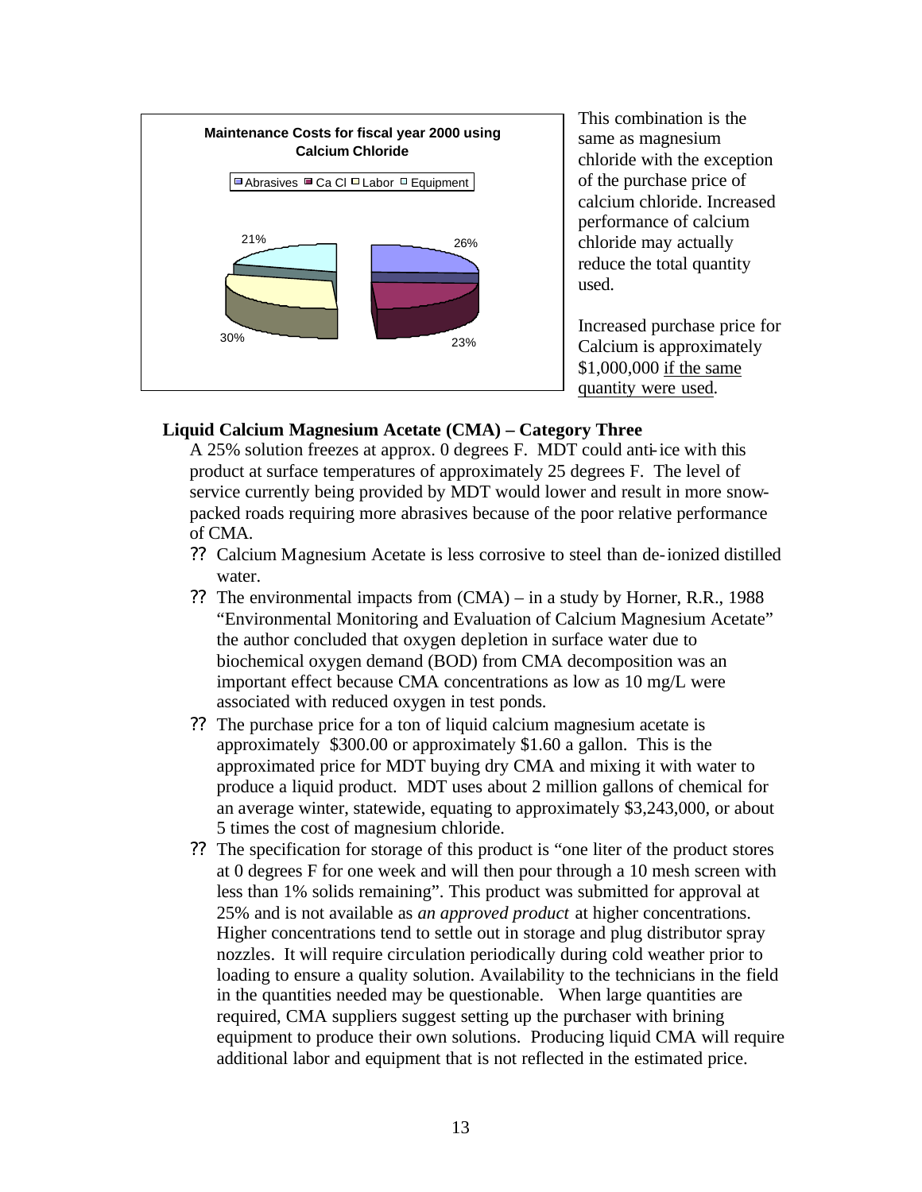**Maintenance Costs for fiscal year 2000 using Calcium Chloride**

Abrasives | Ca Cl | Labor | Equipment

26% | 23% | 30% | 21%

This combination is the same as magnesium chloride with the exception of the purchase price of calcium chloride. Increased performance of calcium chloride may actually reduce the total quantity used.

Increased purchase price for Calcium is approximately $1,000,000 <u>if the same quantity were used</u>.

**Liquid Calcium Magnesium Acetate (CMA) – Category Three**

A 25% solution freezes at approx. 0 degrees F. MDT could anti-ice with this product at surface temperatures of approximately 25 degrees F. The level of service currently being provided by MDT would lower and result in more snow-packed roads requiring more abrasives because of the poor relative performance of CMA.

- Calcium Magnesium Acetate is less corrosive to steel than de-ionized distilled water.
- The environmental impacts from (CMA) – in a study by Horner, R.R., 1988 "Environmental Monitoring and Evaluation of Calcium Magnesium Acetate" the author concluded that oxygen depletion in surface water due to biochemical oxygen demand (BOD) from CMA decomposition was an important effect because CMA concentrations as low as 10 mg/L were associated with reduced oxygen in test ponds.
- The purchase price for a ton of liquid calcium magnesium acetate is approximately $300.00 or approximately $1.60 a gallon. This is the approximated price for MDT buying dry CMA and mixing it with water to produce a liquid product. MDT uses about 2 million gallons of chemical for an average winter, statewide, equating to approximately $3,243,000, or about 5 times the cost of magnesium chloride.
- The specification for storage of this product is "one liter of the product stores at 0 degrees F for one week and will then pour through a 10 mesh screen with less than 1% solids remaining". This product was submitted for approval at 25% and is not available as *an approved product* at higher concentrations. Higher concentrations tend to settle out in storage and plug distributor spray nozzles. It will require circulation periodically during cold weather prior to loading to ensure a quality solution. Availability to the technicians in the field in the quantities needed may be questionable. When large quantities are required, CMA suppliers suggest setting up the purchaser with brining equipment to produce their own solutions. Producing liquid CMA will require additional labor and equipment that is not reflected in the estimated price.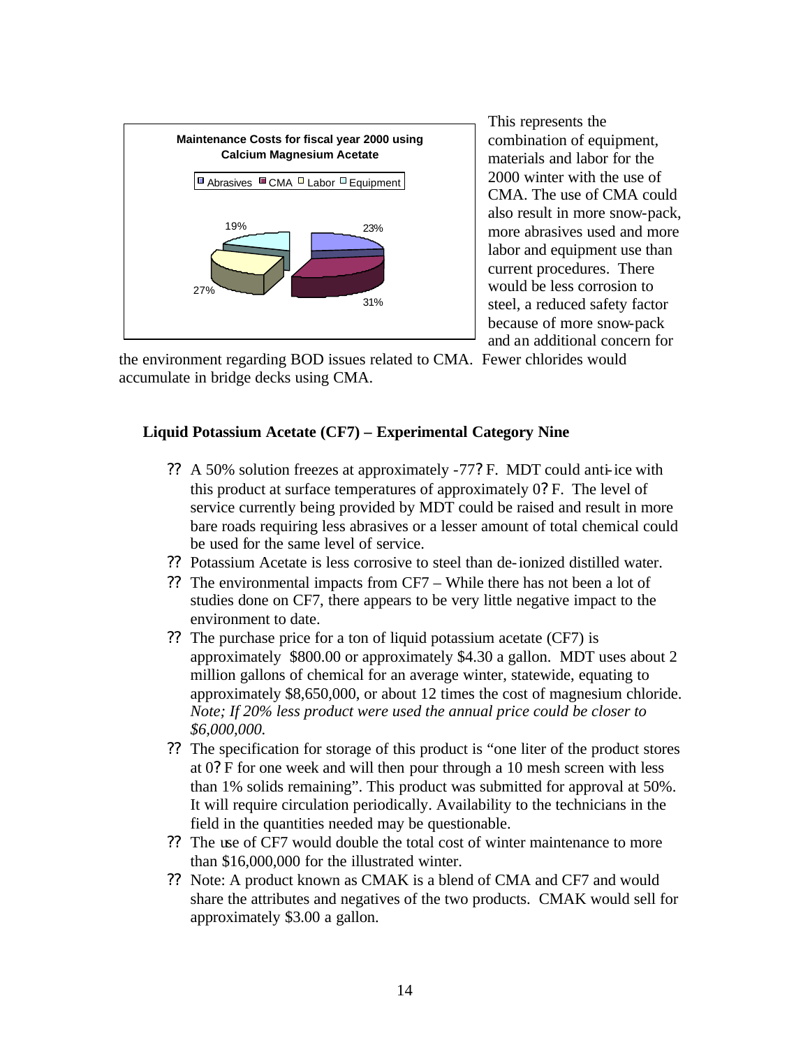**Maintenance Costs for fiscal year 2000 using Calcium Magnesium Acetate**

| Abrasives | CMA | Labor | Equipment |
|---|---|---|---|
| 23% | 31% | 27% | 19% |

This represents the combination of equipment, materials and labor for the 2000 winter with the use of CMA. The use of CMA could also result in more snow-pack, more abrasives used and more labor and equipment use than current procedures. There would be less corrosion to steel, a reduced safety factor because of more snow-pack and an additional concern for the environment regarding BOD issues related to CMA. Fewer chlorides would accumulate in bridge decks using CMA.

**Liquid Potassium Acetate (CF7) – Experimental Category Nine**

- A 50% solution freezes at approximately -77°F. MDT could anti-ice with this product at surface temperatures of approximately 0°F. The level of service currently being provided by MDT could be raised and result in more bare roads requiring less abrasives or a lesser amount of total chemical could be used for the same level of service.
- Potassium Acetate is less corrosive to steel than de-ionized distilled water.
- The environmental impacts from CF7 – While there has not been a lot of studies done on CF7, there appears to be very little negative impact to the environment to date.
- The purchase price for a ton of liquid potassium acetate (CF7) is approximately $800.00 or approximately $4.30 a gallon. MDT uses about 2 million gallons of chemical for an average winter, statewide, equating to approximately $8,650,000, or about 12 times the cost of magnesium chloride. *Note; If 20% less product were used the annual price could be closer to $6,000,000.*
- The specification for storage of this product is "one liter of the product stores at 0°F for one week and will then pour through a 10 mesh screen with less than 1% solids remaining". This product was submitted for approval at 50%. It will require circulation periodically. Availability to the technicians in the field in the quantities needed may be questionable.
- The use of CF7 would double the total cost of winter maintenance to more than $16,000,000 for the illustrated winter.
- Note: A product known as CMAK is a blend of CMA and CF7 and would share the attributes and negatives of the two products. CMAK would sell for approximately $3.00 a gallon.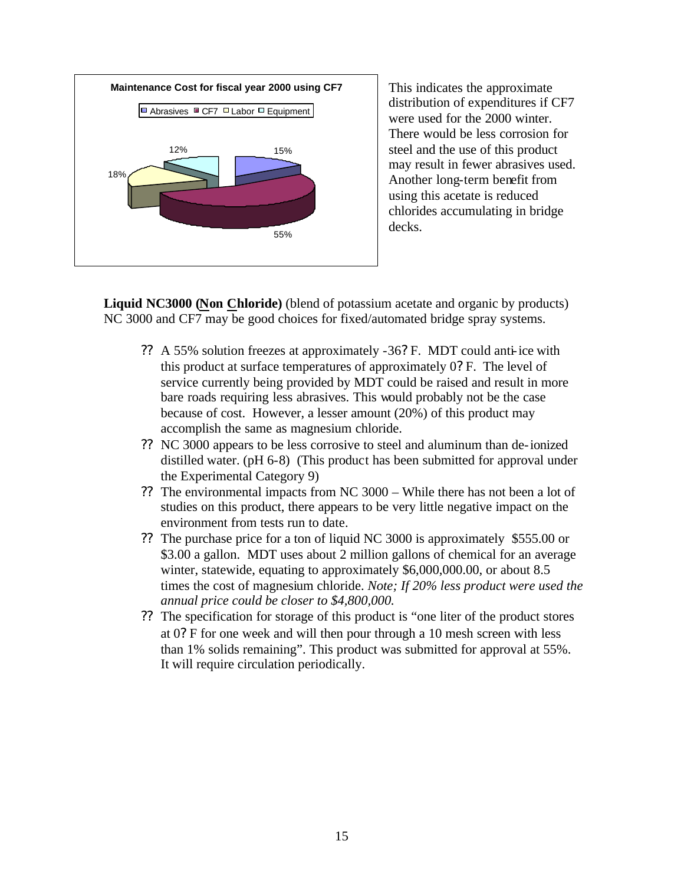**Maintenance Cost for fiscal year 2000 using CF7**

Abrasives | CF7 | Labor | Equipment

15% | 55% | 18% | 12%

This indicates the approximate distribution of expenditures if CF7 were used for the 2000 winter. There would be less corrosion for steel and the use of this product may result in fewer abrasives used. Another long-term benefit from using this acetate is reduced chlorides accumulating in bridge decks.

**Liquid NC3000 (Non Chloride)** (blend of potassium acetate and organic by products) NC 3000 and CF7 may be good choices for fixed/automated bridge spray systems.

- A 55% solution freezes at approximately -36°F. MDT could anti-ice with this product at surface temperatures of approximately 0°F. The level of service currently being provided by MDT could be raised and result in more bare roads requiring less abrasives. This would probably not be the case because of cost. However, a lesser amount (20%) of this product may accomplish the same as magnesium chloride.
- NC 3000 appears to be less corrosive to steel and aluminum than de-ionized distilled water. (pH 6-8) (This product has been submitted for approval under the Experimental Category 9)
- The environmental impacts from NC 3000 – While there has not been a lot of studies on this product, there appears to be very little negative impact on the environment from tests run to date.
- The purchase price for a ton of liquid NC 3000 is approximately $555.00 or $3.00 a gallon. MDT uses about 2 million gallons of chemical for an average winter, statewide, equating to approximately $6,000,000.00, or about 8.5 times the cost of magnesium chloride. *Note; If 20% less product were used the annual price could be closer to $4,800,000.*
- The specification for storage of this product is "one liter of the product stores at 0°F for one week and will then pour through a 10 mesh screen with less than 1% solids remaining". This product was submitted for approval at 55%. It will require circulation periodically.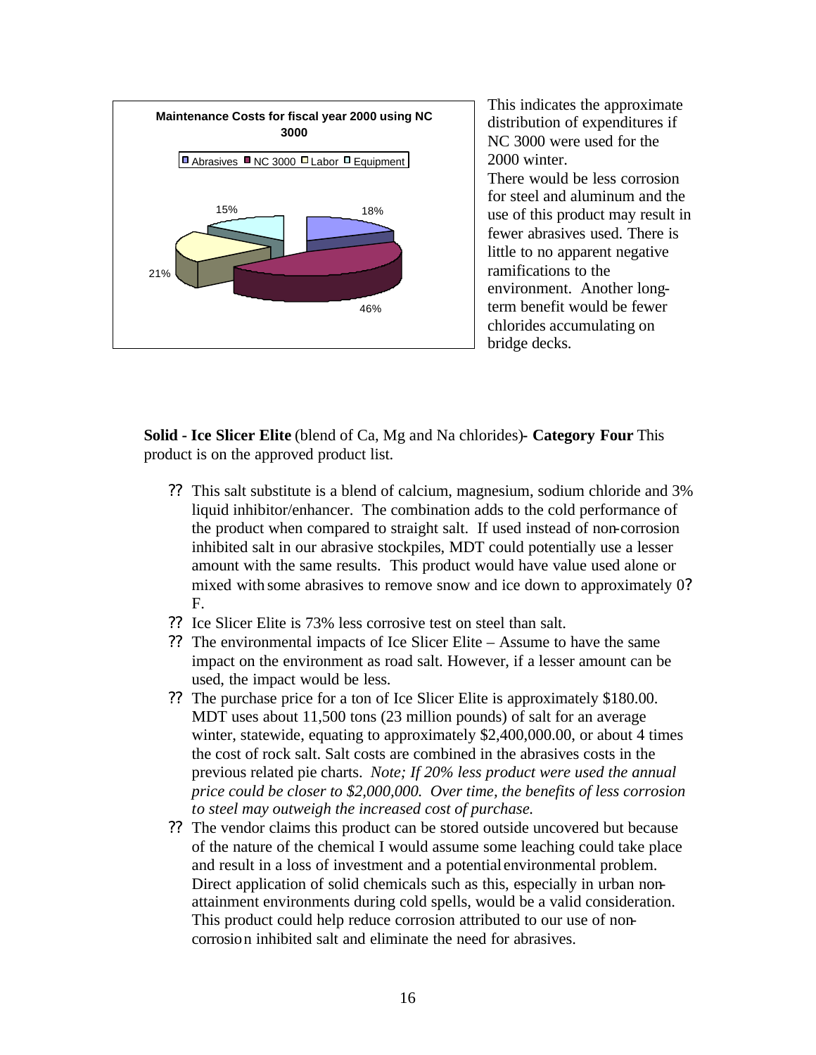**Maintenance Costs for fiscal year 2000 using NC 3000**

| Category | Percentage |
|---|---|
| Abrasives | 18% |
| NC 3000 | 46% |
| Labor | 21% |
| Equipment | 15% |

This indicates the approximate distribution of expenditures if NC 3000 were used for the 2000 winter.

There would be less corrosion for steel and aluminum and the use of this product may result in fewer abrasives used. There is little to no apparent negative ramifications to the environment. Another long-term benefit would be fewer chlorides accumulating on bridge decks.

**Solid - Ice Slicer Elite** (blend of Ca, Mg and Na chlorides)**- Category Four** This product is on the approved product list.

- This salt substitute is a blend of calcium, magnesium, sodium chloride and 3% liquid inhibitor/enhancer. The combination adds to the cold performance of the product when compared to straight salt. If used instead of non-corrosion inhibited salt in our abrasive stockpiles, MDT could potentially use a lesser amount with the same results. This product would have value used alone or mixed with some abrasives to remove snow and ice down to approximately 0? F.
- Ice Slicer Elite is 73% less corrosive test on steel than salt.
- The environmental impacts of Ice Slicer Elite – Assume to have the same impact on the environment as road salt. However, if a lesser amount can be used, the impact would be less.
- The purchase price for a ton of Ice Slicer Elite is approximately $180.00. MDT uses about 11,500 tons (23 million pounds) of salt for an average winter, statewide, equating to approximately $2,400,000.00, or about 4 times the cost of rock salt. Salt costs are combined in the abrasives costs in the previous related pie charts. *Note; If 20% less product were used the annual price could be closer to $2,000,000. Over time, the benefits of less corrosion to steel may outweigh the increased cost of purchase.*
- The vendor claims this product can be stored outside uncovered but because of the nature of the chemical I would assume some leaching could take place and result in a loss of investment and a potential environmental problem. Direct application of solid chemicals such as this, especially in urban non-attainment environments during cold spells, would be a valid consideration. This product could help reduce corrosion attributed to our use of non-corrosion inhibited salt and eliminate the need for abrasives.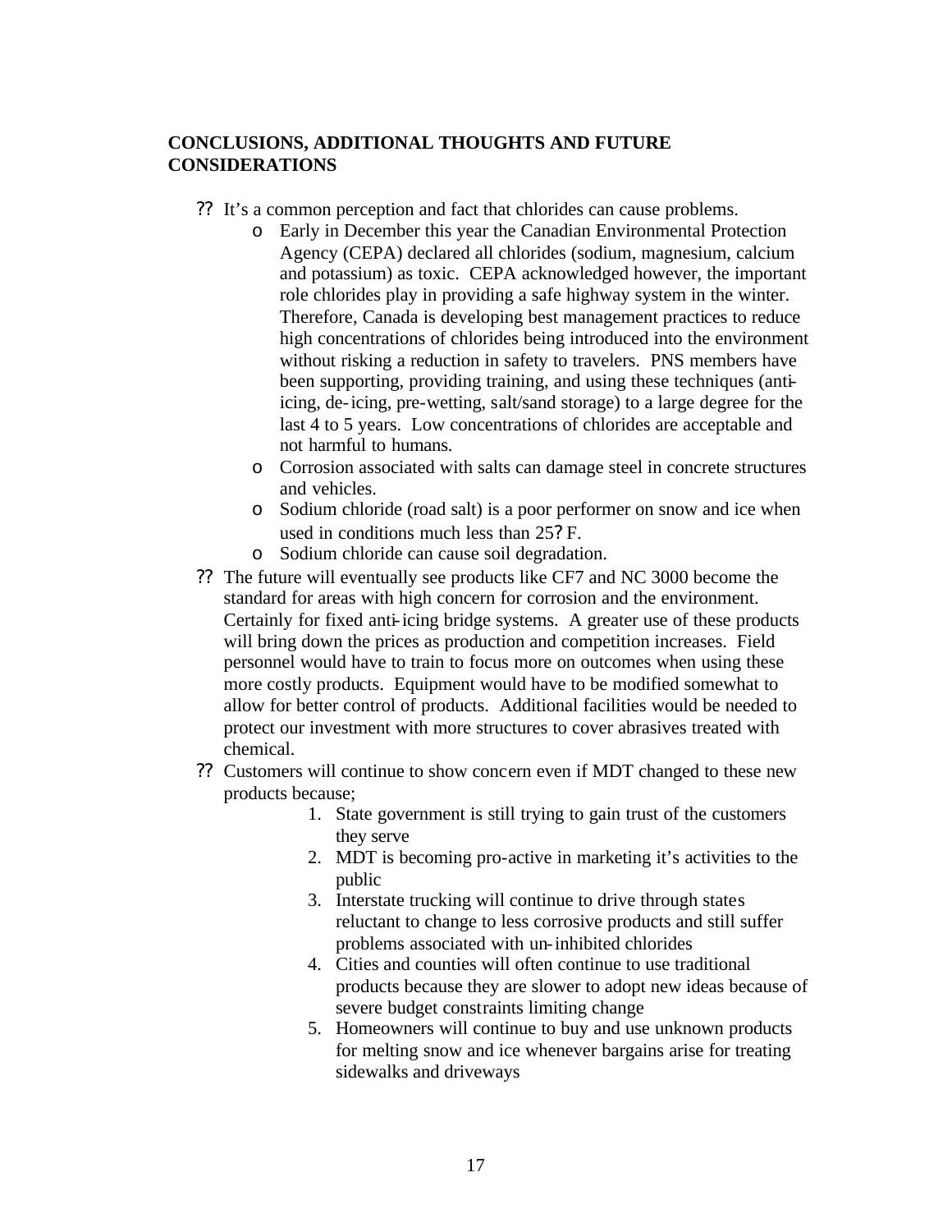**CONCLUSIONS, ADDITIONAL THOUGHTS AND FUTURE CONSIDERATIONS**

- It's a common perception and fact that chlorides can cause problems.
  - Early in December this year the Canadian Environmental Protection Agency (CEPA) declared all chlorides (sodium, magnesium, calcium and potassium) as toxic. CEPA acknowledged however, the important role chlorides play in providing a safe highway system in the winter. Therefore, Canada is developing best management practices to reduce high concentrations of chlorides being introduced into the environment without risking a reduction in safety to travelers. PNS members have been supporting, providing training, and using these techniques (anti-icing, de-icing, pre-wetting, salt/sand storage) to a large degree for the last 4 to 5 years. Low concentrations of chlorides are acceptable and not harmful to humans.
  - Corrosion associated with salts can damage steel in concrete structures and vehicles.
  - Sodium chloride (road salt) is a poor performer on snow and ice when used in conditions much less than 25°F.
  - Sodium chloride can cause soil degradation.
- The future will eventually see products like CF7 and NC 3000 become the standard for areas with high concern for corrosion and the environment. Certainly for fixed anti-icing bridge systems. A greater use of these products will bring down the prices as production and competition increases. Field personnel would have to train to focus more on outcomes when using these more costly products. Equipment would have to be modified somewhat to allow for better control of products. Additional facilities would be needed to protect our investment with more structures to cover abrasives treated with chemical.
- Customers will continue to show concern even if MDT changed to these new products because;
  1. State government is still trying to gain trust of the customers they serve
  2. MDT is becoming pro-active in marketing it's activities to the public
  3. Interstate trucking will continue to drive through states reluctant to change to less corrosive products and still suffer problems associated with un-inhibited chlorides
  4. Cities and counties will often continue to use traditional products because they are slower to adopt new ideas because of severe budget constraints limiting change
  5. Homeowners will continue to buy and use unknown products for melting snow and ice whenever bargains arise for treating sidewalks and driveways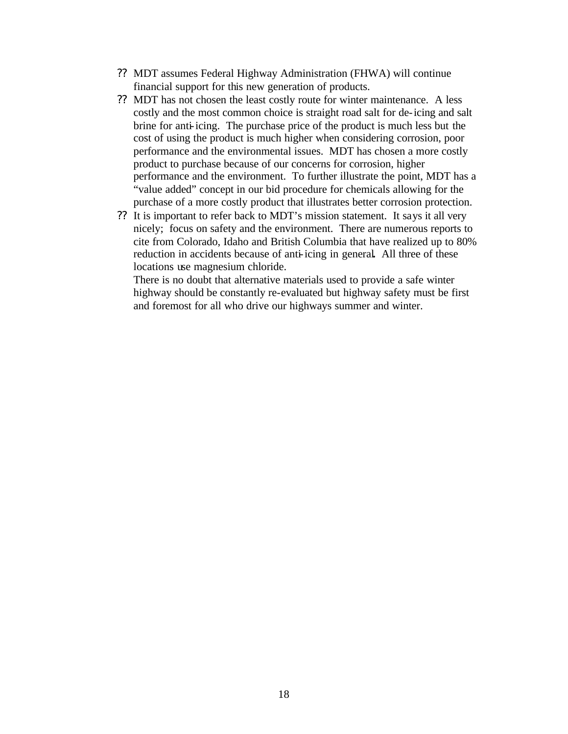- MDT assumes Federal Highway Administration (FHWA) will continue financial support for this new generation of products.
- MDT has not chosen the least costly route for winter maintenance. A less costly and the most common choice is straight road salt for de-icing and salt brine for anti-icing. The purchase price of the product is much less but the cost of using the product is much higher when considering corrosion, poor performance and the environmental issues. MDT has chosen a more costly product to purchase because of our concerns for corrosion, higher performance and the environment. To further illustrate the point, MDT has a "value added" concept in our bid procedure for chemicals allowing for the purchase of a more costly product that illustrates better corrosion protection.
- It is important to refer back to MDT's mission statement. It says it all very nicely; focus on safety and the environment. There are numerous reports to cite from Colorado, Idaho and British Columbia that have realized up to 80% reduction in accidents because of anti-icing in general. All three of these locations use magnesium chloride.

  There is no doubt that alternative materials used to provide a safe winter highway should be constantly re-evaluated but highway safety must be first and foremost for all who drive our highways summer and winter.